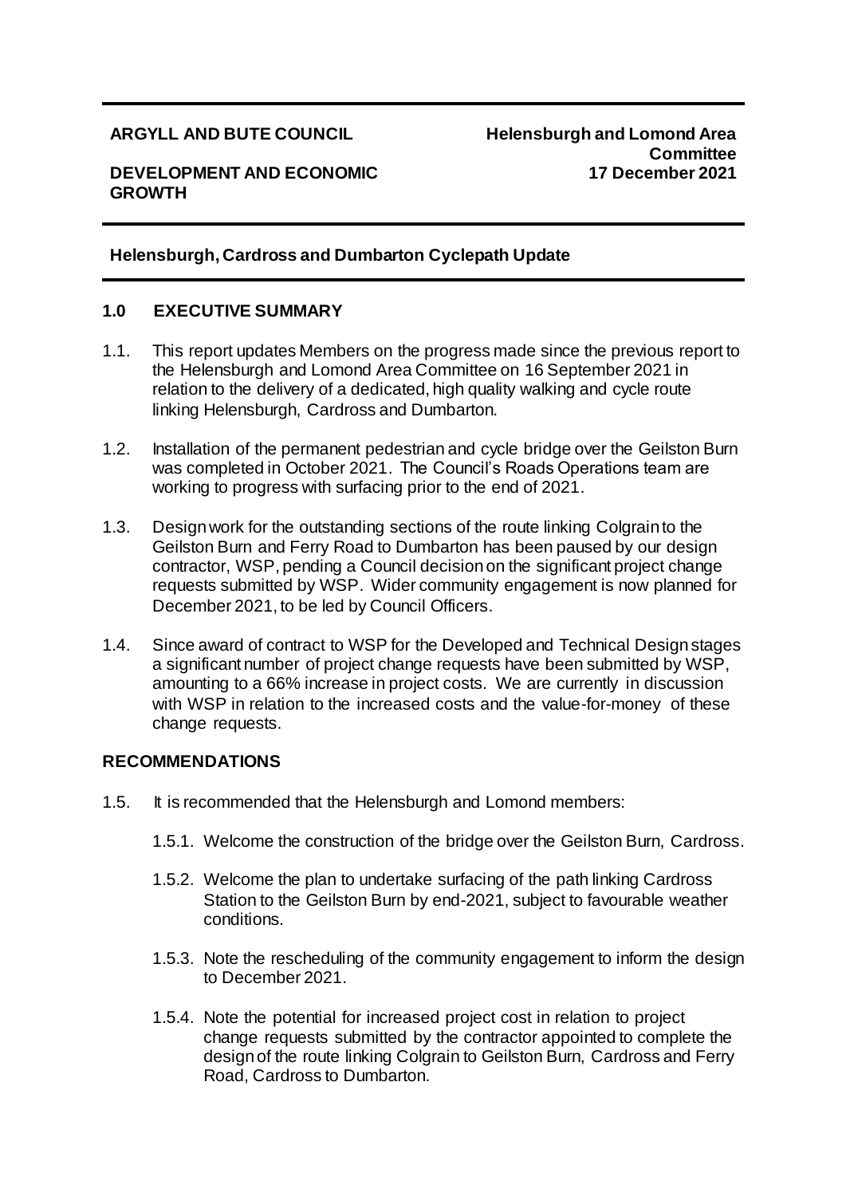**ARGYLL AND BUTE COUNCIL**

**DEVELOPMENT AND ECONOMIC GROWTH**

**Helensburgh and Lomond Area Committee**
**17 December 2021**

---

## Helensburgh, Cardross and Dumbarton Cyclepath Update

---

### 1.0 EXECUTIVE SUMMARY

1.1. This report updates Members on the progress made since the previous report to the Helensburgh and Lomond Area Committee on 16 September 2021 in relation to the delivery of a dedicated, high quality walking and cycle route linking Helensburgh, Cardross and Dumbarton.

1.2. Installation of the permanent pedestrian and cycle bridge over the Geilston Burn was completed in October 2021. The Council's Roads Operations team are working to progress with surfacing prior to the end of 2021.

1.3. Design work for the outstanding sections of the route linking Colgrain to the Geilston Burn and Ferry Road to Dumbarton has been paused by our design contractor, WSP, pending a Council decision on the significant project change requests submitted by WSP. Wider community engagement is now planned for December 2021, to be led by Council Officers.

1.4. Since award of contract to WSP for the Developed and Technical Design stages a significant number of project change requests have been submitted by WSP, amounting to a 66% increase in project costs. We are currently in discussion with WSP in relation to the increased costs and the value-for-money of these change requests.

### RECOMMENDATIONS

1.5. It is recommended that the Helensburgh and Lomond members:

1.5.1. Welcome the construction of the bridge over the Geilston Burn, Cardross.

1.5.2. Welcome the plan to undertake surfacing of the path linking Cardross Station to the Geilston Burn by end-2021, subject to favourable weather conditions.

1.5.3. Note the rescheduling of the community engagement to inform the design to December 2021.

1.5.4. Note the potential for increased project cost in relation to project change requests submitted by the contractor appointed to complete the design of the route linking Colgrain to Geilston Burn, Cardross and Ferry Road, Cardross to Dumbarton.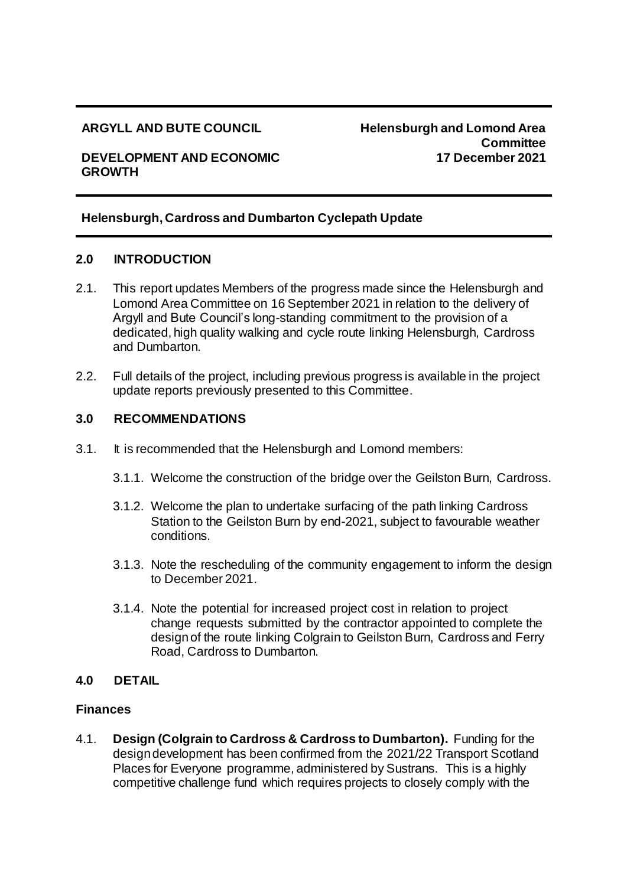**ARGYLL AND BUTE COUNCIL**

**DEVELOPMENT AND ECONOMIC GROWTH**

**Helensburgh and Lomond Area Committee**
**17 December 2021**

**Helensburgh, Cardross and Dumbarton Cyclepath Update**

## 2.0 INTRODUCTION

2.1. This report updates Members of the progress made since the Helensburgh and Lomond Area Committee on 16 September 2021 in relation to the delivery of Argyll and Bute Council's long-standing commitment to the provision of a dedicated, high quality walking and cycle route linking Helensburgh, Cardross and Dumbarton.

2.2. Full details of the project, including previous progress is available in the project update reports previously presented to this Committee.

## 3.0 RECOMMENDATIONS

3.1. It is recommended that the Helensburgh and Lomond members:

3.1.1. Welcome the construction of the bridge over the Geilston Burn, Cardross.

3.1.2. Welcome the plan to undertake surfacing of the path linking Cardross Station to the Geilston Burn by end-2021, subject to favourable weather conditions.

3.1.3. Note the rescheduling of the community engagement to inform the design to December 2021.

3.1.4. Note the potential for increased project cost in relation to project change requests submitted by the contractor appointed to complete the design of the route linking Colgrain to Geilston Burn, Cardross and Ferry Road, Cardross to Dumbarton.

## 4.0 DETAIL

### Finances

4.1. **Design (Colgrain to Cardross & Cardross to Dumbarton).** Funding for the design development has been confirmed from the 2021/22 Transport Scotland Places for Everyone programme, administered by Sustrans. This is a highly competitive challenge fund which requires projects to closely comply with the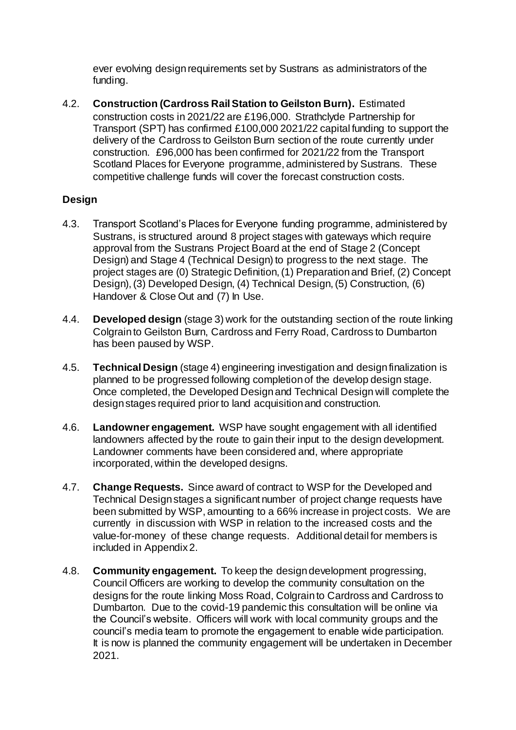ever evolving design requirements set by Sustrans as administrators of the funding.

4.2. **Construction (Cardross Rail Station to Geilston Burn).** Estimated construction costs in 2021/22 are £196,000. Strathclyde Partnership for Transport (SPT) has confirmed £100,000 2021/22 capital funding to support the delivery of the Cardross to Geilston Burn section of the route currently under construction. £96,000 has been confirmed for 2021/22 from the Transport Scotland Places for Everyone programme, administered by Sustrans. These competitive challenge funds will cover the forecast construction costs.

**Design**

4.3. Transport Scotland's Places for Everyone funding programme, administered by Sustrans, is structured around 8 project stages with gateways which require approval from the Sustrans Project Board at the end of Stage 2 (Concept Design) and Stage 4 (Technical Design) to progress to the next stage. The project stages are (0) Strategic Definition, (1) Preparation and Brief, (2) Concept Design), (3) Developed Design, (4) Technical Design, (5) Construction, (6) Handover & Close Out and (7) In Use.

4.4. **Developed design** (stage 3) work for the outstanding section of the route linking Colgrain to Geilston Burn, Cardross and Ferry Road, Cardross to Dumbarton has been paused by WSP.

4.5. **Technical Design** (stage 4) engineering investigation and design finalization is planned to be progressed following completion of the develop design stage. Once completed, the Developed Design and Technical Design will complete the design stages required prior to land acquisition and construction.

4.6. **Landowner engagement.** WSP have sought engagement with all identified landowners affected by the route to gain their input to the design development. Landowner comments have been considered and, where appropriate incorporated, within the developed designs.

4.7. **Change Requests.** Since award of contract to WSP for the Developed and Technical Design stages a significant number of project change requests have been submitted by WSP, amounting to a 66% increase in project costs. We are currently in discussion with WSP in relation to the increased costs and the value-for-money of these change requests. Additional detail for members is included in Appendix 2.

4.8. **Community engagement.** To keep the design development progressing, Council Officers are working to develop the community consultation on the designs for the route linking Moss Road, Colgrain to Cardross and Cardross to Dumbarton. Due to the covid-19 pandemic this consultation will be online via the Council's website. Officers will work with local community groups and the council's media team to promote the engagement to enable wide participation. It is now is planned the community engagement will be undertaken in December 2021.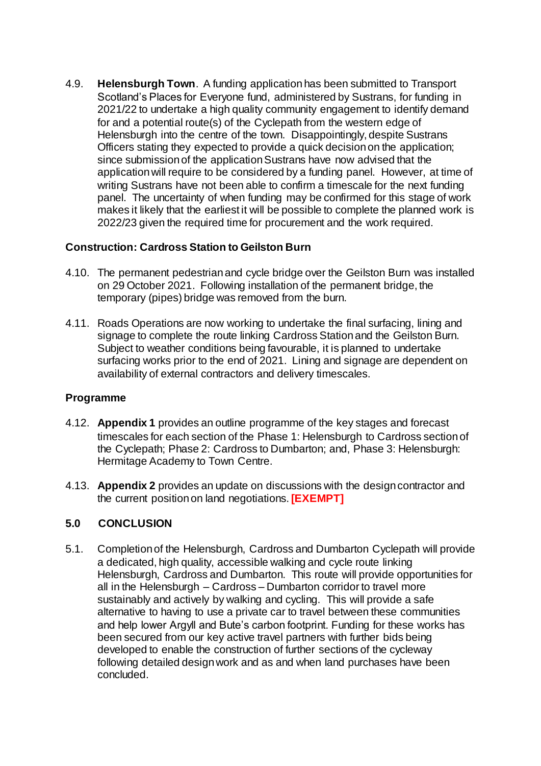4.9. **Helensburgh Town**. A funding application has been submitted to Transport Scotland's Places for Everyone fund, administered by Sustrans, for funding in 2021/22 to undertake a high quality community engagement to identify demand for and a potential route(s) of the Cyclepath from the western edge of Helensburgh into the centre of the town. Disappointingly, despite Sustrans Officers stating they expected to provide a quick decision on the application; since submission of the application Sustrans have now advised that the application will require to be considered by a funding panel. However, at time of writing Sustrans have not been able to confirm a timescale for the next funding panel. The uncertainty of when funding may be confirmed for this stage of work makes it likely that the earliest it will be possible to complete the planned work is 2022/23 given the required time for procurement and the work required.

### Construction: Cardross Station to Geilston Burn

4.10. The permanent pedestrian and cycle bridge over the Geilston Burn was installed on 29 October 2021. Following installation of the permanent bridge, the temporary (pipes) bridge was removed from the burn.

4.11. Roads Operations are now working to undertake the final surfacing, lining and signage to complete the route linking Cardross Station and the Geilston Burn. Subject to weather conditions being favourable, it is planned to undertake surfacing works prior to the end of 2021. Lining and signage are dependent on availability of external contractors and delivery timescales.

### Programme

4.12. **Appendix 1** provides an outline programme of the key stages and forecast timescales for each section of the Phase 1: Helensburgh to Cardross section of the Cyclepath; Phase 2: Cardross to Dumbarton; and, Phase 3: Helensburgh: Hermitage Academy to Town Centre.

4.13. **Appendix 2** provides an update on discussions with the design contractor and the current position on land negotiations. **[EXEMPT]**

## 5.0 CONCLUSION

5.1. Completion of the Helensburgh, Cardross and Dumbarton Cyclepath will provide a dedicated, high quality, accessible walking and cycle route linking Helensburgh, Cardross and Dumbarton. This route will provide opportunities for all in the Helensburgh – Cardross – Dumbarton corridor to travel more sustainably and actively by walking and cycling. This will provide a safe alternative to having to use a private car to travel between these communities and help lower Argyll and Bute's carbon footprint. Funding for these works has been secured from our key active travel partners with further bids being developed to enable the construction of further sections of the cycleway following detailed design work and as and when land purchases have been concluded.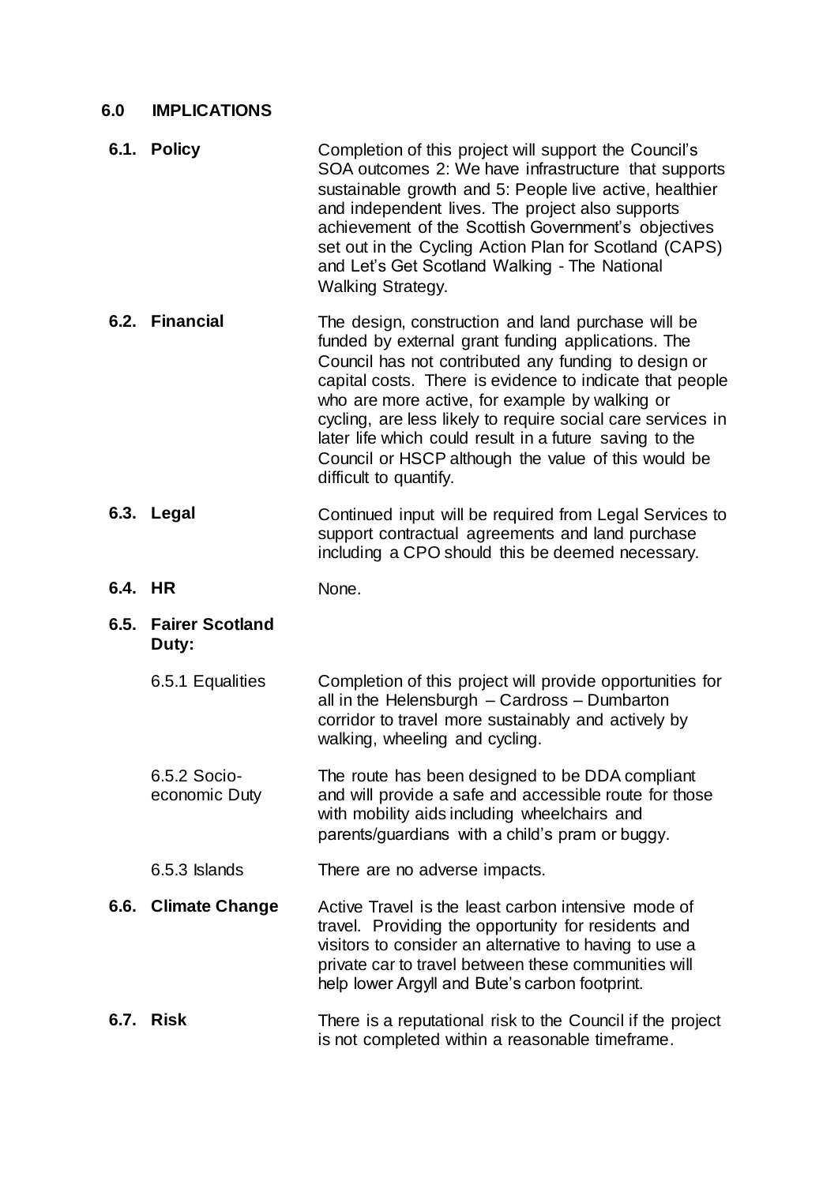## 6.0 IMPLICATIONS

**6.1. Policy** — Completion of this project will support the Council's SOA outcomes 2: We have infrastructure that supports sustainable growth and 5: People live active, healthier and independent lives. The project also supports achievement of the Scottish Government's objectives set out in the Cycling Action Plan for Scotland (CAPS) and Let's Get Scotland Walking - The National Walking Strategy.

**6.2. Financial** — The design, construction and land purchase will be funded by external grant funding applications. The Council has not contributed any funding to design or capital costs. There is evidence to indicate that people who are more active, for example by walking or cycling, are less likely to require social care services in later life which could result in a future saving to the Council or HSCP although the value of this would be difficult to quantify.

**6.3. Legal** — Continued input will be required from Legal Services to support contractual agreements and land purchase including a CPO should this be deemed necessary.

**6.4. HR** — None.

**6.5. Fairer Scotland Duty:**

6.5.1 Equalities — Completion of this project will provide opportunities for all in the Helensburgh – Cardross – Dumbarton corridor to travel more sustainably and actively by walking, wheeling and cycling.

6.5.2 Socio-economic Duty — The route has been designed to be DDA compliant and will provide a safe and accessible route for those with mobility aids including wheelchairs and parents/guardians with a child's pram or buggy.

6.5.3 Islands — There are no adverse impacts.

**6.6. Climate Change** — Active Travel is the least carbon intensive mode of travel. Providing the opportunity for residents and visitors to consider an alternative to having to use a private car to travel between these communities will help lower Argyll and Bute's carbon footprint.

**6.7. Risk** — There is a reputational risk to the Council if the project is not completed within a reasonable timeframe.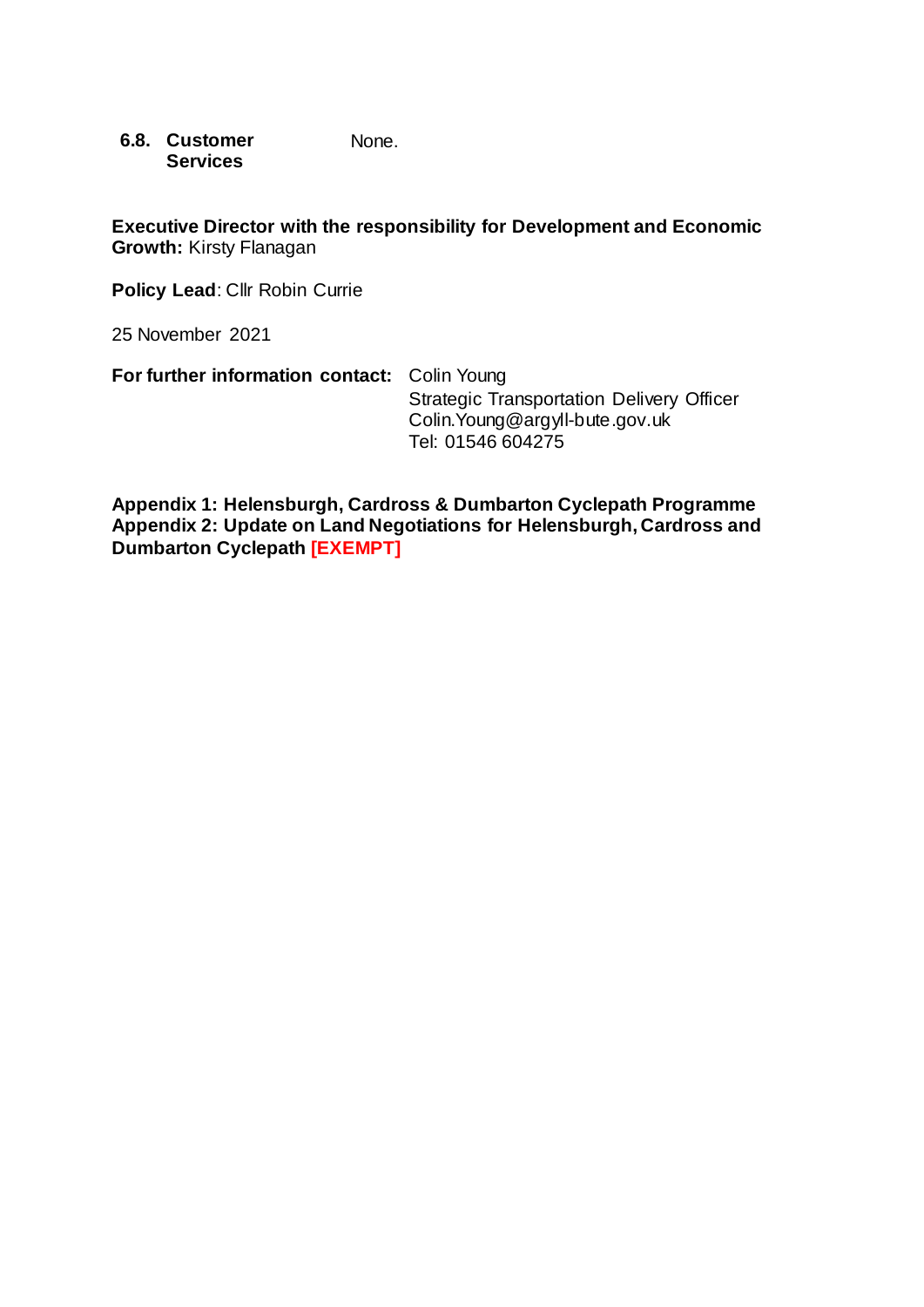| | | |
|---|---|---|
| **6.8.** | **Customer Services** | None. |

**Executive Director with the responsibility for Development and Economic Growth:** Kirsty Flanagan

**Policy Lead**: Cllr Robin Currie

25 November 2021

**For further information contact:** Colin Young
Strategic Transportation Delivery Officer
Colin.Young@argyll-bute.gov.uk
Tel: 01546 604275

**Appendix 1: Helensburgh, Cardross & Dumbarton Cyclepath Programme**
**Appendix 2: Update on Land Negotiations for Helensburgh, Cardross and Dumbarton Cyclepath [EXEMPT]**